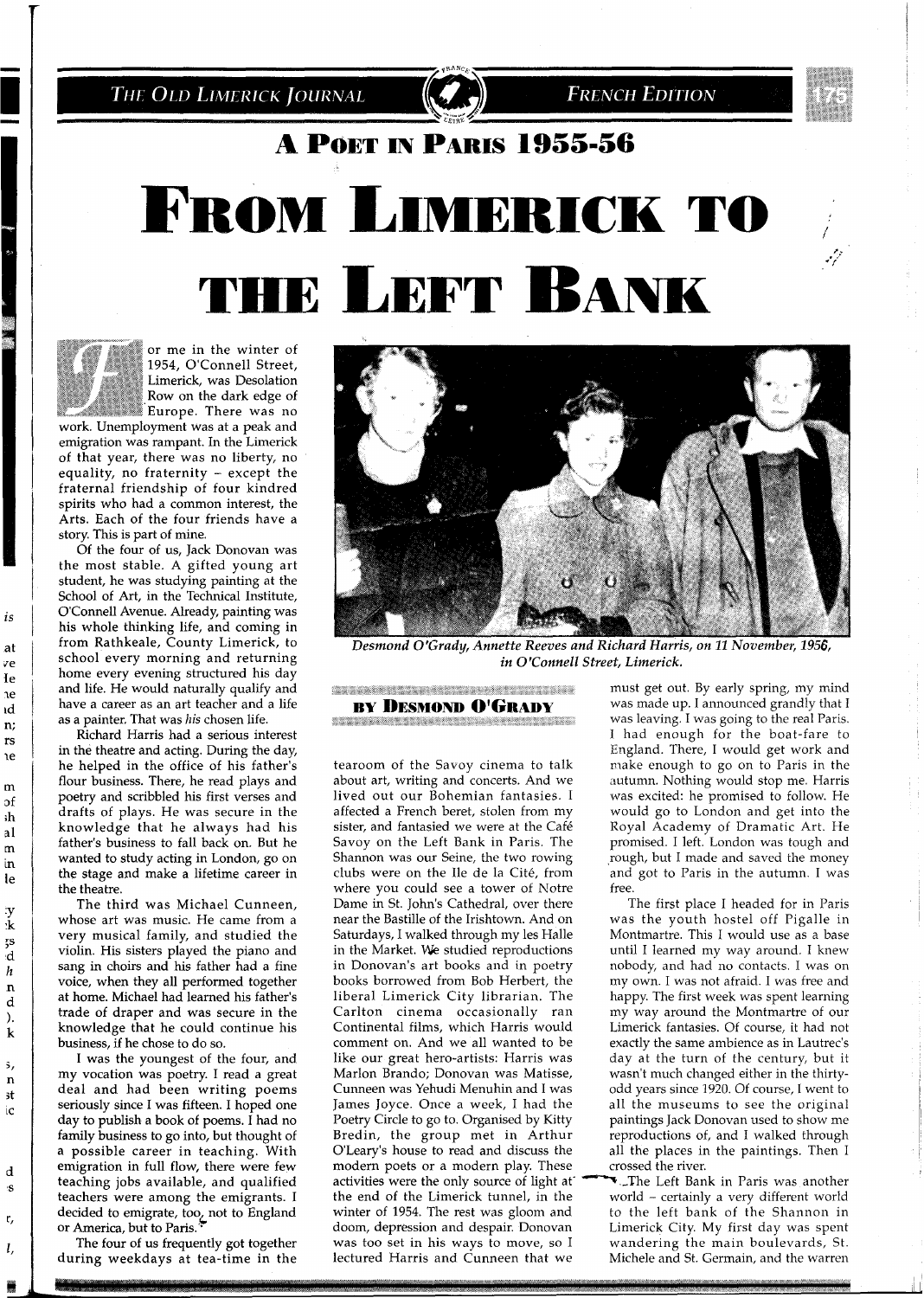# A Poet in Paris 1955-56

# From Limerick to the Left Bank

**By Desmond O'Grady**

For me in the winter of 1954, O'Connell Street, Limerick, was Desolation Row on the dark edge of Europe. There was no work. Unemployment was at a peak and emigration was rampant. In the Limerick of that year, there was no liberty, no equality, no fraternity – except the fraternal friendship of four kindred spirits who had a common interest, the Arts. Each of the four friends have a story. This is part of mine.

Of the four of us, Jack Donovan was the most stable. A gifted young art student, he was studying painting at the School of Art, in the Technical Institute, O'Connell Avenue. Already, painting was his whole thinking life, and coming in from Rathkeale, County Limerick, to school every morning and returning home every evening structured his day and life. He would naturally qualify and have a career as an art teacher and a life as a painter. That was *his* chosen life.

Richard Harris had a serious interest in the theatre and acting. During the day, he helped in the office of his father's flour business. There, he read plays and poetry and scribbled his first verses and drafts of plays. He was secure in the knowledge that he always had his father's business to fall back on. But he wanted to study acting in London, go on the stage and make a lifetime career in the theatre.

The third was Michael Cunneen, whose art was music. He came from a very musical family, and studied the violin. His sisters played the piano and sang in choirs and his father had a fine voice, when they all performed together at home. Michael had learned his father's trade of draper and was secure in the knowledge that he could continue his business, if he chose to do so.

I was the youngest of the four, and my vocation was poetry. I read a great deal and had been writing poems seriously since I was fifteen. I hoped one day to publish a book of poems. I had no family business to go into, but thought of a possible career in teaching. With emigration in full flow, there were few teaching jobs available, and qualified teachers were among the emigrants. I decided to emigrate, too, not to England or America, but to Paris.

The four of us frequently got together during weekdays at tea-time in the tearoom of the Savoy cinema to talk about art, writing and concerts. And we lived out our Bohemian fantasies. I affected a French beret, stolen from my sister, and fantasied we were at the Café Savoy on the Left Bank in Paris. The Shannon was our Seine, the two rowing clubs were on the Ile de la Cité, from where you could see a tower of Notre Dame in St. John's Cathedral, over there near the Bastille of the Irishtown. And on Saturdays, I walked through my les Halle in the Market. We studied reproductions in Donovan's art books and in poetry books borrowed from Bob Herbert, the liberal Limerick City librarian. The Carlton cinema occasionally ran Continental films, which Harris would comment on. And we all wanted to be like our great hero-artists: Harris was Marlon Brando; Donovan was Matisse, Cunneen was Yehudi Menuhin and I was James Joyce. Once a week, I had the Poetry Circle to go to. Organised by Kitty Bredin, the group met in Arthur O'Leary's house to read and discuss the modern poets or a modern play. These activities were the only source of light at the end of the Limerick tunnel, in the winter of 1954. The rest was gloom and doom, depression and despair. Donovan was too set in his ways to move, so I lectured Harris and Cunneen that we must get out. By early spring, my mind was made up. I announced grandly that I was leaving. I was going to the real Paris. I had enough for the boat-fare to England. There, I would get work and make enough to go on to Paris in the autumn. Nothing would stop me. Harris was excited: he promised to follow. He would go to London and get into the Royal Academy of Dramatic Art. He promised. I left. London was tough and rough, but I made and saved the money and got to Paris in the autumn. I was free.

*Desmond O'Grady, Annette Reeves and Richard Harris, on 11 November, 1956, in O'Connell Street, Limerick.*

The first place I headed for in Paris was the youth hostel off Pigalle in Montmartre. This I would use as a base until I learned my way around. I knew nobody, and had no contacts. I was on my own. I was not afraid. I was free and happy. The first week was spent learning my way around the Montmartre of our Limerick fantasies. Of course, it had not exactly the same ambience as in Lautrec's day at the turn of the century, but it wasn't much changed either in the thirty-odd years since 1920. Of course, I went to all the museums to see the original paintings Jack Donovan used to show me reproductions of, and I walked through all the places in the paintings. Then I crossed the river.

The Left Bank in Paris was another world – certainly a very different world to the left bank of the Shannon in Limerick City. My first day was spent wandering the main boulevards, St. Michele and St. Germain, and the warren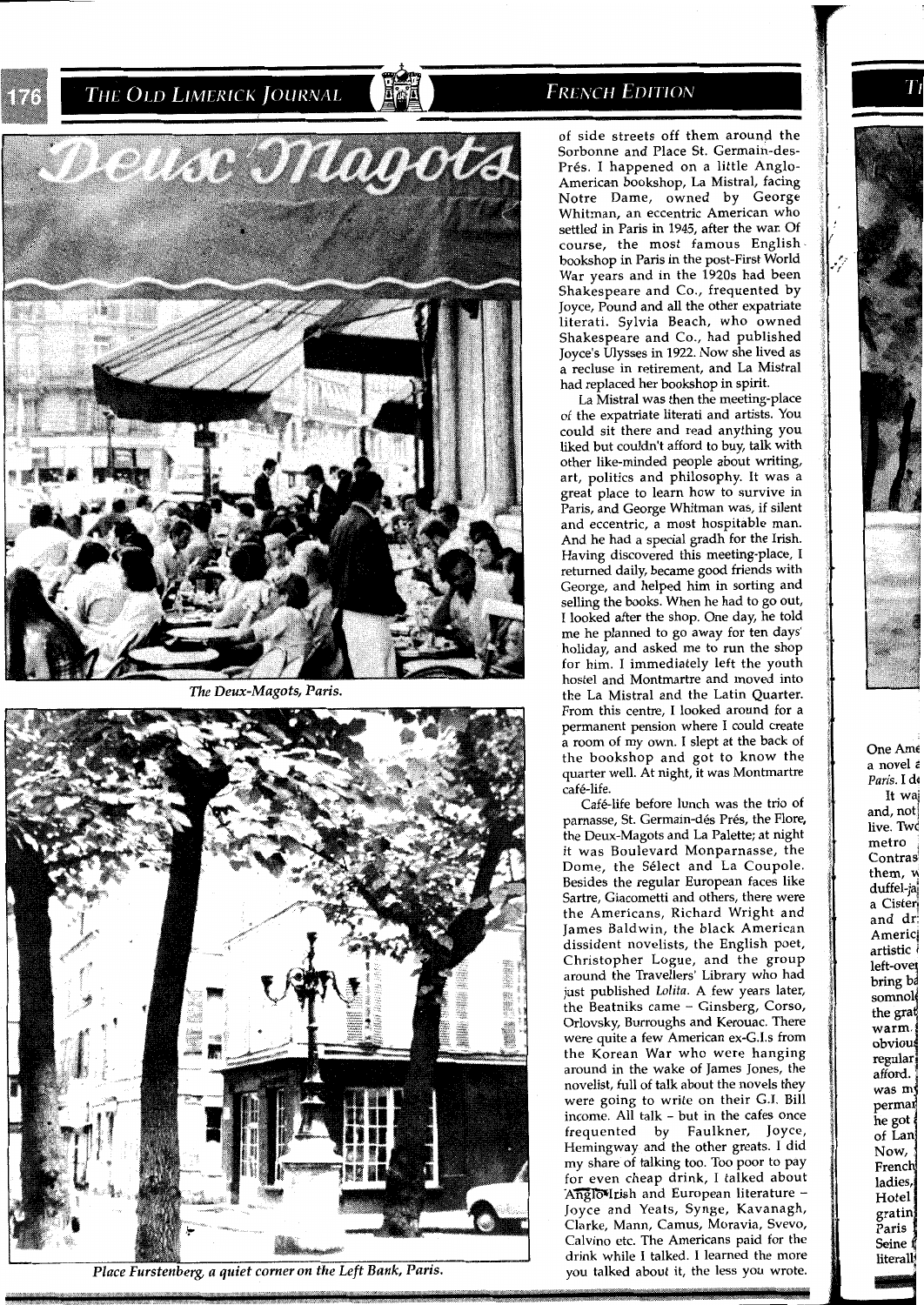*The Deux-Magots, Paris.*

*Place Furstenberg, a quiet corner on the Left Bank, Paris.*

of side streets off them around the Sorbonne and Place St. Germain-des-Prés. I happened on a little Anglo-American bookshop, La Mistral, facing Notre Dame, owned by George Whitman, an eccentric American who settled in Paris in 1945, after the war. Of course, the most famous English bookshop in Paris in the post-First World War years and in the 1920s had been Shakespeare and Co., frequented by Joyce, Pound and all the other expatriate literati. Sylvia Beach, who owned Shakespeare and Co., had published Joyce's Ulysses in 1922. Now she lived as a recluse in retirement, and La Mistral had replaced her bookshop in spirit.

La Mistral was then the meeting-place of the expatriate literati and artists. You could sit there and read anything you liked but couldn't afford to buy, talk with other like-minded people about writing, art, politics and philosophy. It was a great place to learn how to survive in Paris, and George Whitman was, if silent and eccentric, a most hospitable man. And he had a special gradh for the Irish. Having discovered this meeting-place, I returned daily, became good friends with George, and helped him in sorting and selling the books. When he had to go out, I looked after the shop. One day, he told me he planned to go away for ten days' holiday, and asked me to run the shop for him. I immediately left the youth hostel and Montmartre and moved into the La Mistral and the Latin Quarter. From this centre, I looked around for a permanent pension where I could create a room of my own. I slept at the back of the bookshop and got to know the quarter well. At night, it was Montmartre café-life.

Café-life before lunch was the trio of parnasse, St. Germain-dés Prés, the Flore, the Deux-Magots and La Palette; at night it was Boulevard Monparnasse, the Dome, the Sélect and La Coupole. Besides the regular European faces like Sartre, Giacometti and others, there were the Americans, Richard Wright and James Baldwin, the black American dissident novelists, the English poet, Christopher Logue, and the group around the Travellers' Library who had just published *Lolita*. A few years later, the Beatniks came – Ginsberg, Corso, Orlovsky, Burroughs and Kerouac. There were quite a few American ex-G.I.s from the Korean War who were hanging around in the wake of James Jones, the novelist, full of talk about the novels they were going to write on their G.I. Bill income. All talk – but in the cafes once frequented by Faulkner, Joyce, Hemingway and the other greats. I did my share of talking too. Too poor to pay for even cheap drink, I talked about Anglo-Irish and European literature – Joyce and Yeats, Synge, Kavanagh, Clarke, Mann, Camus, Moravia, Svevo, Calvino etc. The Americans paid for the drink while I talked. I learned the more you talked about it, the less you wrote.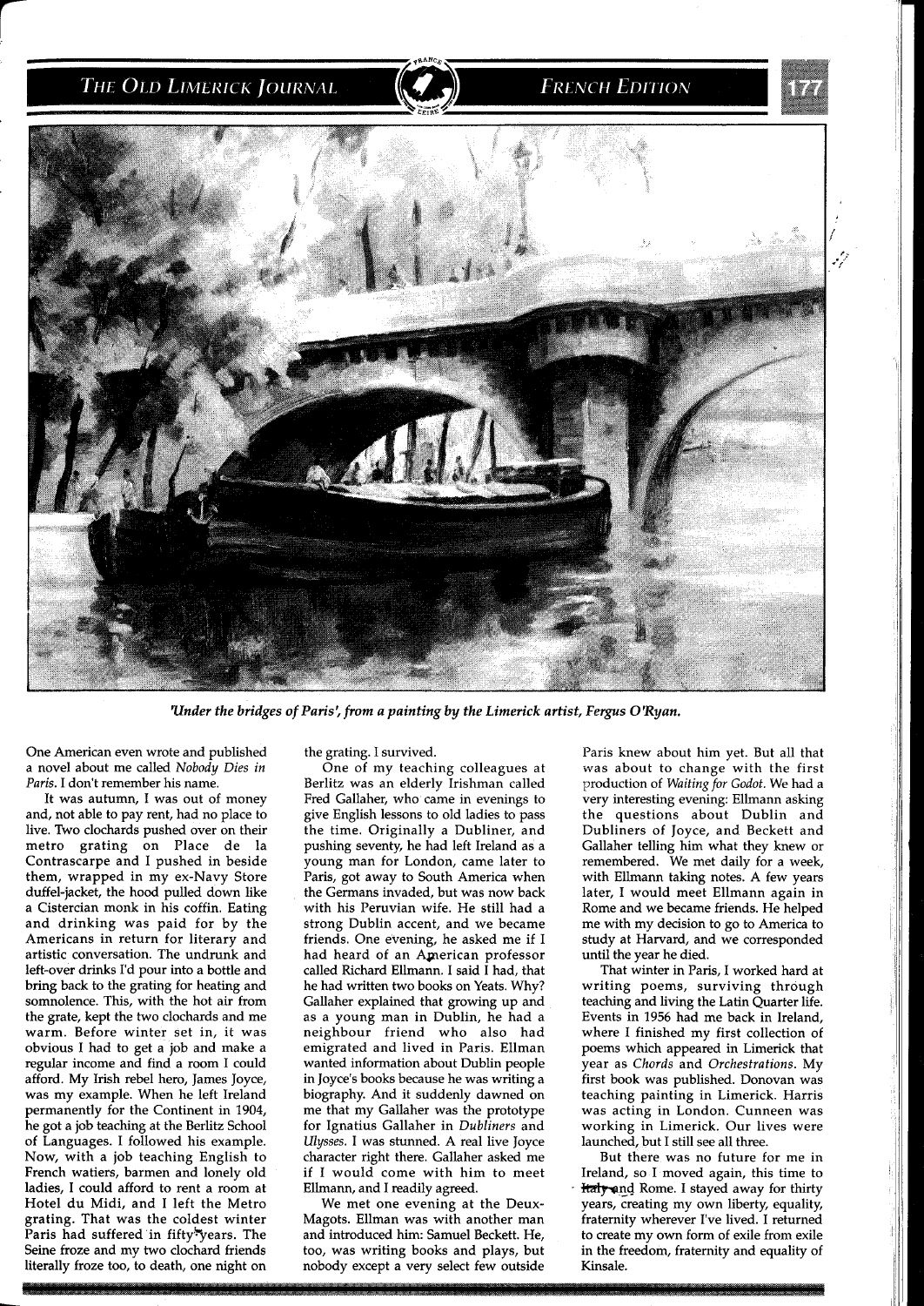'Under the bridges of Paris', from a painting by the Limerick artist, Fergus O'Ryan.

One American even wrote and published a novel about me called *Nobody Dies in Paris*. I don't remember his name.

It was autumn, I was out of money and, not able to pay rent, had no place to live. Two clochards pushed over on their metro grating on Place de la Contrascarpe and I pushed in beside them, wrapped in my ex-Navy Store duffel-jacket, the hood pulled down like a Cistercian monk in his coffin. Eating and drinking was paid for by the Americans in return for literary and artistic conversation. The undrunk and left-over drinks I'd pour into a bottle and bring back to the grating for heating and somnolence. This, with the hot air from the grate, kept the two clochards and me warm. Before winter set in, it was obvious I had to get a job and make a regular income and find a room I could afford. My Irish rebel hero, James Joyce, was my example. When he left Ireland permanently for the Continent in 1904, he got a job teaching at the Berlitz School of Languages. I followed his example. Now, with a job teaching English to French watiers, barmen and lonely old ladies, I could afford to rent a room at Hotel du Midi, and I left the Metro grating. That was the coldest winter Paris had suffered in fifty years. The Seine froze and my two clochard friends literally froze too, to death, one night on the grating. I survived.

One of my teaching colleagues at Berlitz was an elderly Irishman called Fred Gallaher, who came in evenings to give English lessons to old ladies to pass the time. Originally a Dubliner, and pushing seventy, he had left Ireland as a young man for London, came later to Paris, got away to South America when the Germans invaded, but was now back with his Peruvian wife. He still had a strong Dublin accent, and we became friends. One evening, he asked me if I had heard of an American professor called Richard Ellmann. I said I had, that he had written two books on Yeats. Why? Gallaher explained that growing up and as a young man in Dublin, he had a neighbour friend who also had emigrated and lived in Paris. Ellman wanted information about Dublin people in Joyce's books because he was writing a biography. And it suddenly dawned on me that my Gallaher was the prototype for Ignatius Gallaher in *Dubliners* and *Ulysses*. I was stunned. A real live Joyce character right there. Gallaher asked me if I would come with him to meet Ellmann, and I readily agreed.

We met one evening at the Deux-Magots. Ellman was with another man and introduced him: Samuel Beckett. He, too, was writing books and plays, but nobody except a very select few outside Paris knew about him yet. But all that was about to change with the first production of *Waiting for Godot*. We had a very interesting evening: Ellmann asking the questions about Dublin and Dubliners of Joyce, and Beckett and Gallaher telling him what they knew or remembered. We met daily for a week, with Ellmann taking notes. A few years later, I would meet Ellmann again in Rome and we became friends. He helped me with my decision to go to America to study at Harvard, and we corresponded until the year he died.

That winter in Paris, I worked hard at writing poems, surviving through teaching and living the Latin Quarter life. Events in 1956 had me back in Ireland, where I finished my first collection of poems which appeared in Limerick that year as *Chords* and *Orchestrations*. My first book was published. Donovan was teaching painting in Limerick. Harris was acting in London. Cunneen was working in Limerick. Our lives were launched, but I still see all three.

But there was no future for me in Ireland, so I moved again, this time to ~~Italy~~ and Rome. I stayed away for thirty years, creating my own liberty, equality, fraternity wherever I've lived. I returned to create my own form of exile from exile in the freedom, fraternity and equality of Kinsale.